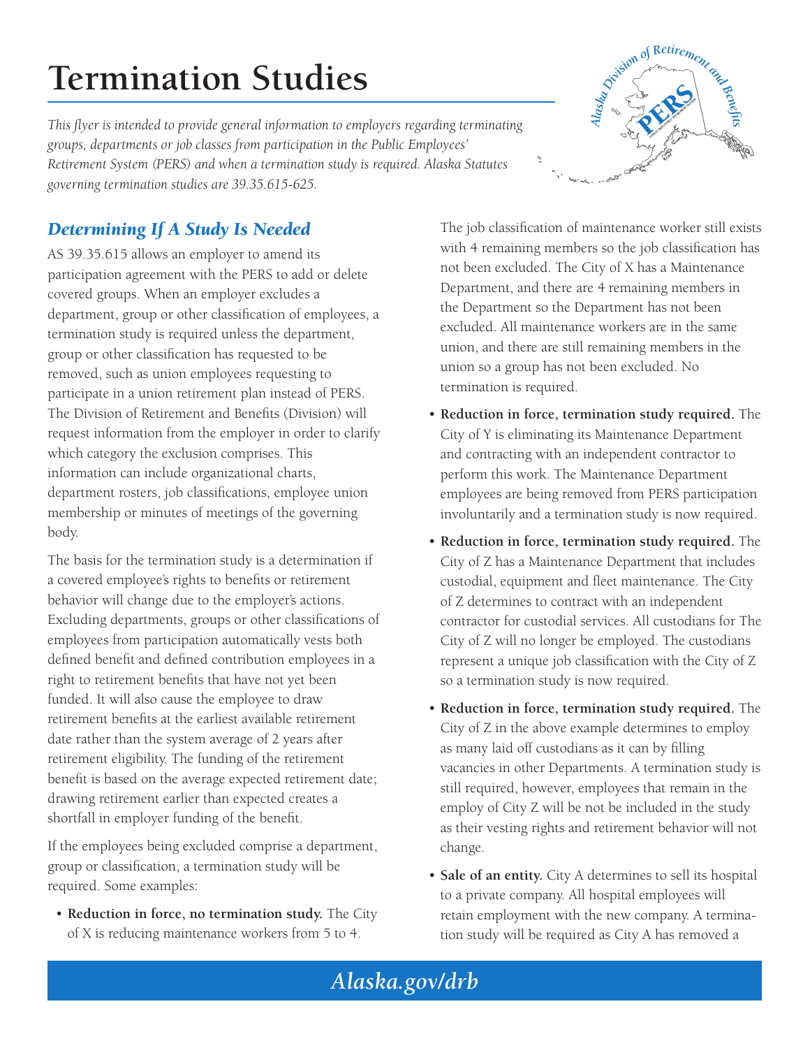# Termination Studies

*This flyer is intended to provide general information to employers regarding terminating groups, departments or job classes from participation in the Public Employees' Retirement System (PERS) and when a termination study is required. Alaska Statutes governing termination studies are 39.35.615-625.*

## *Determining If A Study Is Needed*

AS 39.35.615 allows an employer to amend its participation agreement with the PERS to add or delete covered groups. When an employer excludes a department, group or other classification of employees, a termination study is required unless the department, group or other classification has requested to be removed, such as union employees requesting to participate in a union retirement plan instead of PERS. The Division of Retirement and Benefits (Division) will request information from the employer in order to clarify which category the exclusion comprises. This information can include organizational charts, department rosters, job classifications, employee union membership or minutes of meetings of the governing body.

The basis for the termination study is a determination if a covered employee's rights to benefits or retirement behavior will change due to the employer's actions. Excluding departments, groups or other classifications of employees from participation automatically vests both defined benefit and defined contribution employees in a right to retirement benefits that have not yet been funded. It will also cause the employee to draw retirement benefits at the earliest available retirement date rather than the system average of 2 years after retirement eligibility. The funding of the retirement benefit is based on the average expected retirement date; drawing retirement earlier than expected creates a shortfall in employer funding of the benefit.

If the employees being excluded comprise a department, group or classification, a termination study will be required. Some examples:

- **Reduction in force, no termination study.** The City of X is reducing maintenance workers from 5 to 4. The job classification of maintenance worker still exists with 4 remaining members so the job classification has not been excluded. The City of X has a Maintenance Department, and there are 4 remaining members in the Department so the Department has not been excluded. All maintenance workers are in the same union, and there are still remaining members in the union so a group has not been excluded. No termination is required.
- **Reduction in force, termination study required.** The City of Y is eliminating its Maintenance Department and contracting with an independent contractor to perform this work. The Maintenance Department employees are being removed from PERS participation involuntarily and a termination study is now required.
- **Reduction in force, termination study required.** The City of Z has a Maintenance Department that includes custodial, equipment and fleet maintenance. The City of Z determines to contract with an independent contractor for custodial services. All custodians for The City of Z will no longer be employed. The custodians represent a unique job classification with the City of Z so a termination study is now required.
- **Reduction in force, termination study required.** The City of Z in the above example determines to employ as many laid off custodians as it can by filling vacancies in other Departments. A termination study is still required, however, employees that remain in the employ of City Z will be not be included in the study as their vesting rights and retirement behavior will not change.
- **Sale of an entity.** City A determines to sell its hospital to a private company. All hospital employees will retain employment with the new company. A termination study will be required as City A has removed a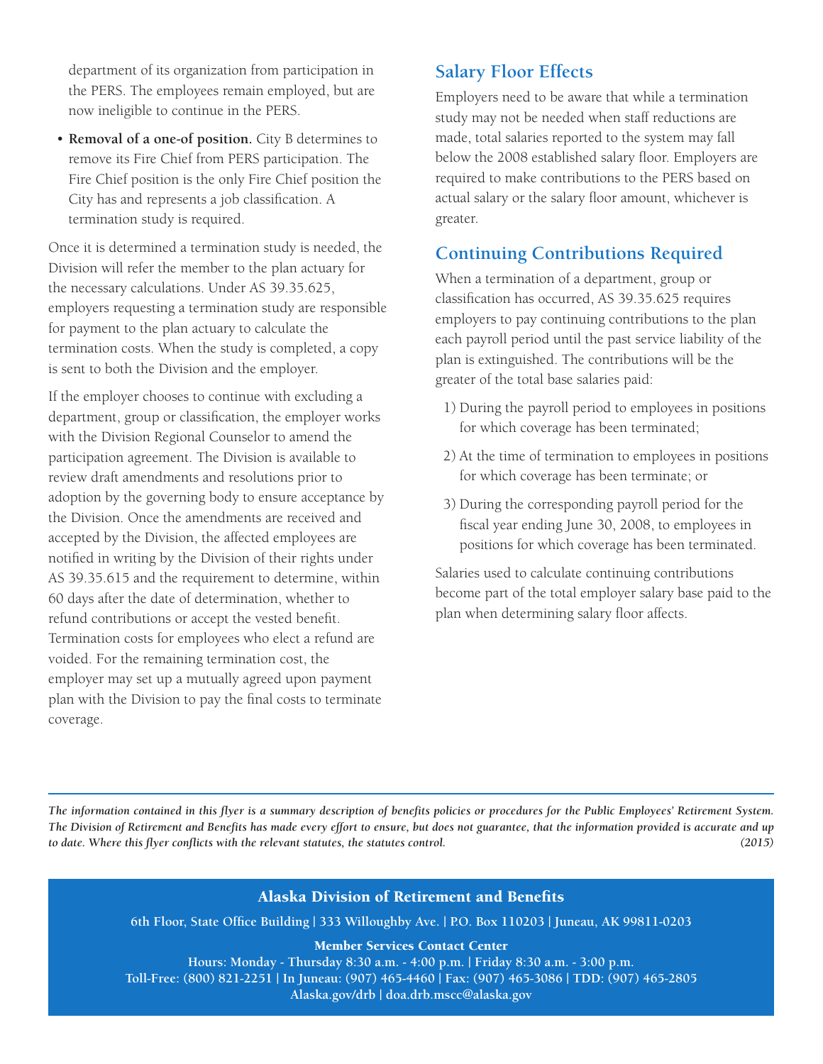department of its organization from participation in the PERS. The employees remain employed, but are now ineligible to continue in the PERS.

- **Removal of a one-of position.** City B determines to remove its Fire Chief from PERS participation. The Fire Chief position is the only Fire Chief position the City has and represents a job classification. A termination study is required.

Once it is determined a termination study is needed, the Division will refer the member to the plan actuary for the necessary calculations. Under AS 39.35.625, employers requesting a termination study are responsible for payment to the plan actuary to calculate the termination costs. When the study is completed, a copy is sent to both the Division and the employer.

If the employer chooses to continue with excluding a department, group or classification, the employer works with the Division Regional Counselor to amend the participation agreement. The Division is available to review draft amendments and resolutions prior to adoption by the governing body to ensure acceptance by the Division. Once the amendments are received and accepted by the Division, the affected employees are notified in writing by the Division of their rights under AS 39.35.615 and the requirement to determine, within 60 days after the date of determination, whether to refund contributions or accept the vested benefit. Termination costs for employees who elect a refund are voided. For the remaining termination cost, the employer may set up a mutually agreed upon payment plan with the Division to pay the final costs to terminate coverage.

## Salary Floor Effects

Employers need to be aware that while a termination study may not be needed when staff reductions are made, total salaries reported to the system may fall below the 2008 established salary floor. Employers are required to make contributions to the PERS based on actual salary or the salary floor amount, whichever is greater.

## Continuing Contributions Required

When a termination of a department, group or classification has occurred, AS 39.35.625 requires employers to pay continuing contributions to the plan each payroll period until the past service liability of the plan is extinguished. The contributions will be the greater of the total base salaries paid:

1) During the payroll period to employees in positions for which coverage has been terminated;
2) At the time of termination to employees in positions for which coverage has been terminate; or
3) During the corresponding payroll period for the fiscal year ending June 30, 2008, to employees in positions for which coverage has been terminated.

Salaries used to calculate continuing contributions become part of the total employer salary base paid to the plan when determining salary floor affects.

*The information contained in this flyer is a summary description of benefits policies or procedures for the Public Employees' Retirement System. The Division of Retirement and Benefits has made every effort to ensure, but does not guarantee, that the information provided is accurate and up to date. Where this flyer conflicts with the relevant statutes, the statutes control.* *(2015)*

**Alaska Division of Retirement and Benefits**

**6th Floor, State Office Building | 333 Willoughby Ave. | P.O. Box 110203 | Juneau, AK 99811-0203**

**Member Services Contact Center**

**Hours: Monday - Thursday 8:30 a.m. - 4:00 p.m. | Friday 8:30 a.m. - 3:00 p.m.**

**Toll-Free: (800) 821-2251 | In Juneau: (907) 465-4460 | Fax: (907) 465-3086 | TDD: (907) 465-2805**

**Alaska.gov/drb | doa.drb.mscc@alaska.gov**